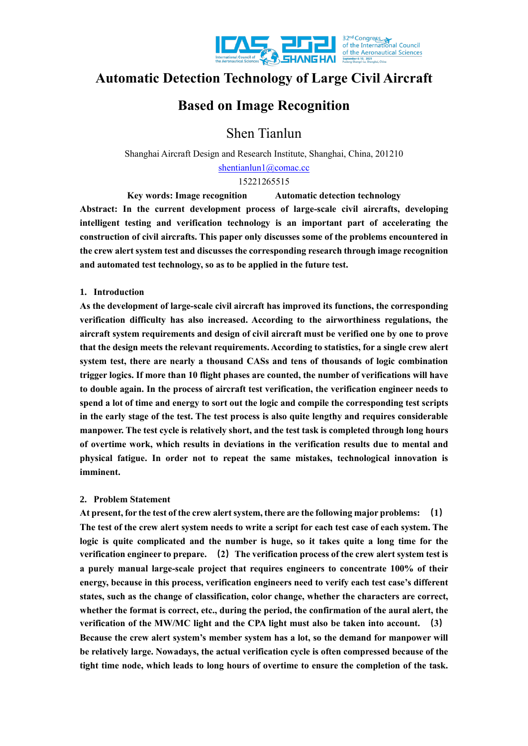# Automatic Detection Technology of Large Civil Aircraft Based on Image Recognition

Shen Tianlun

Shanghai Aircraft Design and Research Institute, Shanghai, China, 201210

shentianlun1@comac.cc

15221265515

**Key words: Image recognition Automatic detection technology**

**Abstract: In the current development process of large-scale civil aircrafts, developing intelligent testing and verification technology is an important part of accelerating the construction of civil aircrafts. This paper only discusses some of the problems encountered in the crew alert system test and discusses the corresponding research through image recognition and automated test technology, so as to be applied in the future test.**

## 1. Introduction

**As the development of large-scale civil aircraft has improved its functions, the corresponding verification difficulty has also increased. According to the airworthiness regulations, the aircraft system requirements and design of civil aircraft must be verified one by one to prove that the design meets the relevant requirements. According to statistics, for a single crew alert system test, there are nearly a thousand CASs and tens of thousands of logic combination trigger logics. If more than 10 flight phases are counted, the number of verifications will have to double again. In the process of aircraft test verification, the verification engineer needs to spend a lot of time and energy to sort out the logic and compile the corresponding test scripts in the early stage of the test. The test process is also quite lengthy and requires considerable manpower. The test cycle is relatively short, and the test task is completed through long hours of overtime work, which results in deviations in the verification results due to mental and physical fatigue. In order not to repeat the same mistakes, technological innovation is imminent.**

## 2. Problem Statement

**At present, for the test of the crew alert system, there are the following major problems: （1） The test of the crew alert system needs to write a script for each test case of each system. The logic is quite complicated and the number is huge, so it takes quite a long time for the verification engineer to prepare. （2） The verification process of the crew alert system test is a purely manual large-scale project that requires engineers to concentrate 100% of their energy, because in this process, verification engineers need to verify each test case's different states, such as the change of classification, color change, whether the characters are correct, whether the format is correct, etc., during the period, the confirmation of the aural alert, the verification of the MW/MC light and the CPA light must also be taken into account. （3） Because the crew alert system's member system has a lot, so the demand for manpower will be relatively large. Nowadays, the actual verification cycle is often compressed because of the tight time node, which leads to long hours of overtime to ensure the completion of the task.**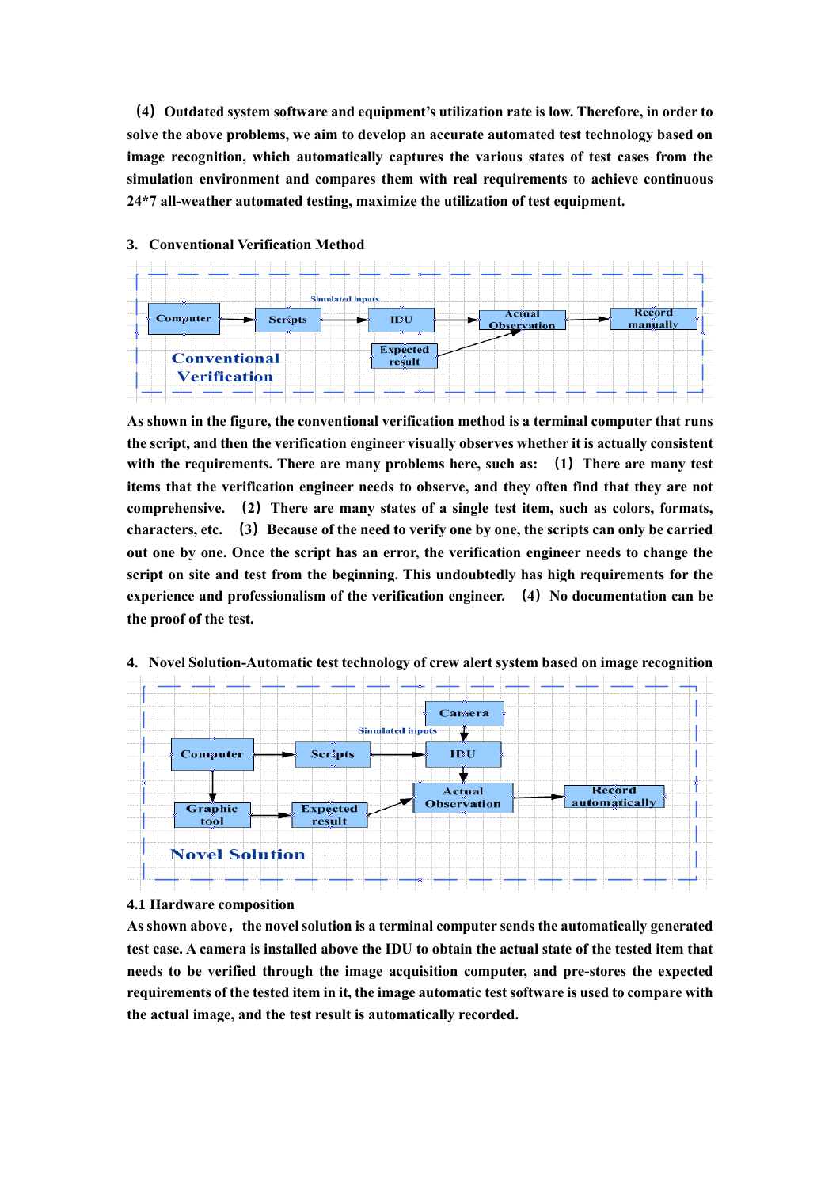（4）Outdated system software and equipment's utilization rate is low. Therefore, in order to solve the above problems, we aim to develop an accurate automated test technology based on image recognition, which automatically captures the various states of test cases from the simulation environment and compares them with real requirements to achieve continuous 24*7 all-weather automated testing, maximize the utilization of test equipment.

## 3. Conventional Verification Method

As shown in the figure, the conventional verification method is a terminal computer that runs the script, and then the verification engineer visually observes whether it is actually consistent with the requirements. There are many problems here, such as: （1）There are many test items that the verification engineer needs to observe, and they often find that they are not comprehensive. （2）There are many states of a single test item, such as colors, formats, characters, etc. （3）Because of the need to verify one by one, the scripts can only be carried out one by one. Once the script has an error, the verification engineer needs to change the script on site and test from the beginning. This undoubtedly has high requirements for the experience and professionalism of the verification engineer. （4）No documentation can be the proof of the test.

## 4. Novel Solution-Automatic test technology of crew alert system based on image recognition

### 4.1 Hardware composition

As shown above， the novel solution is a terminal computer sends the automatically generated test case. A camera is installed above the IDU to obtain the actual state of the tested item that needs to be verified through the image acquisition computer, and pre-stores the expected requirements of the tested item in it, the image automatic test software is used to compare with the actual image, and the test result is automatically recorded.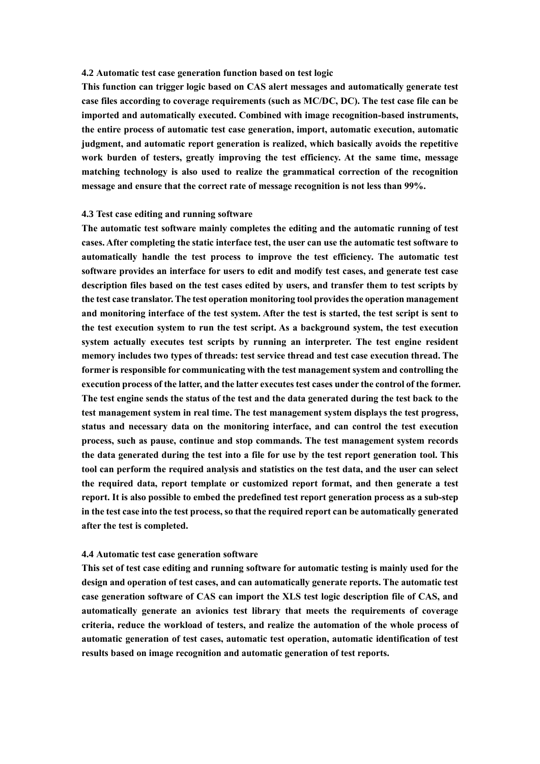### 4.2 Automatic test case generation function based on test logic

**This function can trigger logic based on CAS alert messages and automatically generate test case files according to coverage requirements (such as MC/DC, DC). The test case file can be imported and automatically executed. Combined with image recognition-based instruments, the entire process of automatic test case generation, import, automatic execution, automatic judgment, and automatic report generation is realized, which basically avoids the repetitive work burden of testers, greatly improving the test efficiency. At the same time, message matching technology is also used to realize the grammatical correction of the recognition message and ensure that the correct rate of message recognition is not less than 99%.**

### 4.3 Test case editing and running software

**The automatic test software mainly completes the editing and the automatic running of test cases. After completing the static interface test, the user can use the automatic test software to automatically handle the test process to improve the test efficiency. The automatic test software provides an interface for users to edit and modify test cases, and generate test case description files based on the test cases edited by users, and transfer them to test scripts by the test case translator. The test operation monitoring tool provides the operation management and monitoring interface of the test system. After the test is started, the test script is sent to the test execution system to run the test script. As a background system, the test execution system actually executes test scripts by running an interpreter. The test engine resident memory includes two types of threads: test service thread and test case execution thread. The former is responsible for communicating with the test management system and controlling the execution process of the latter, and the latter executes test cases under the control of the former. The test engine sends the status of the test and the data generated during the test back to the test management system in real time. The test management system displays the test progress, status and necessary data on the monitoring interface, and can control the test execution process, such as pause, continue and stop commands. The test management system records the data generated during the test into a file for use by the test report generation tool. This tool can perform the required analysis and statistics on the test data, and the user can select the required data, report template or customized report format, and then generate a test report. It is also possible to embed the predefined test report generation process as a sub-step in the test case into the test process, so that the required report can be automatically generated after the test is completed.**

### 4.4 Automatic test case generation software

**This set of test case editing and running software for automatic testing is mainly used for the design and operation of test cases, and can automatically generate reports. The automatic test case generation software of CAS can import the XLS test logic description file of CAS, and automatically generate an avionics test library that meets the requirements of coverage criteria, reduce the workload of testers, and realize the automation of the whole process of automatic generation of test cases, automatic test operation, automatic identification of test results based on image recognition and automatic generation of test reports.**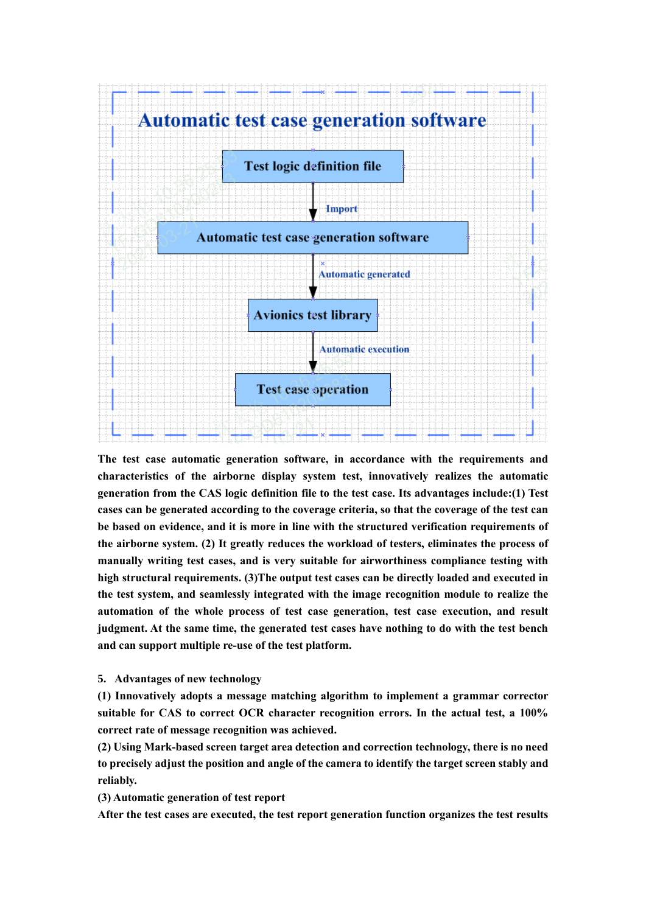**Automatic test case generation software**

Test logic definition file

↓ Import

Automatic test case generation software

↓ Automatic generated

Avionics test library

↓ Automatic execution

Test case operation

**The test case automatic generation software, in accordance with the requirements and characteristics of the airborne display system test, innovatively realizes the automatic generation from the CAS logic definition file to the test case. Its advantages include:(1) Test cases can be generated according to the coverage criteria, so that the coverage of the test can be based on evidence, and it is more in line with the structured verification requirements of the airborne system. (2) It greatly reduces the workload of testers, eliminates the process of manually writing test cases, and is very suitable for airworthiness compliance testing with high structural requirements. (3)The output test cases can be directly loaded and executed in the test system, and seamlessly integrated with the image recognition module to realize the automation of the whole process of test case generation, test case execution, and result judgment. At the same time, the generated test cases have nothing to do with the test bench and can support multiple re-use of the test platform.**

## 5. Advantages of new technology

**(1) Innovatively adopts a message matching algorithm to implement a grammar corrector suitable for CAS to correct OCR character recognition errors. In the actual test, a 100% correct rate of message recognition was achieved.**

**(2) Using Mark-based screen target area detection and correction technology, there is no need to precisely adjust the position and angle of the camera to identify the target screen stably and reliably.**

**(3) Automatic generation of test report**

**After the test cases are executed, the test report generation function organizes the test results**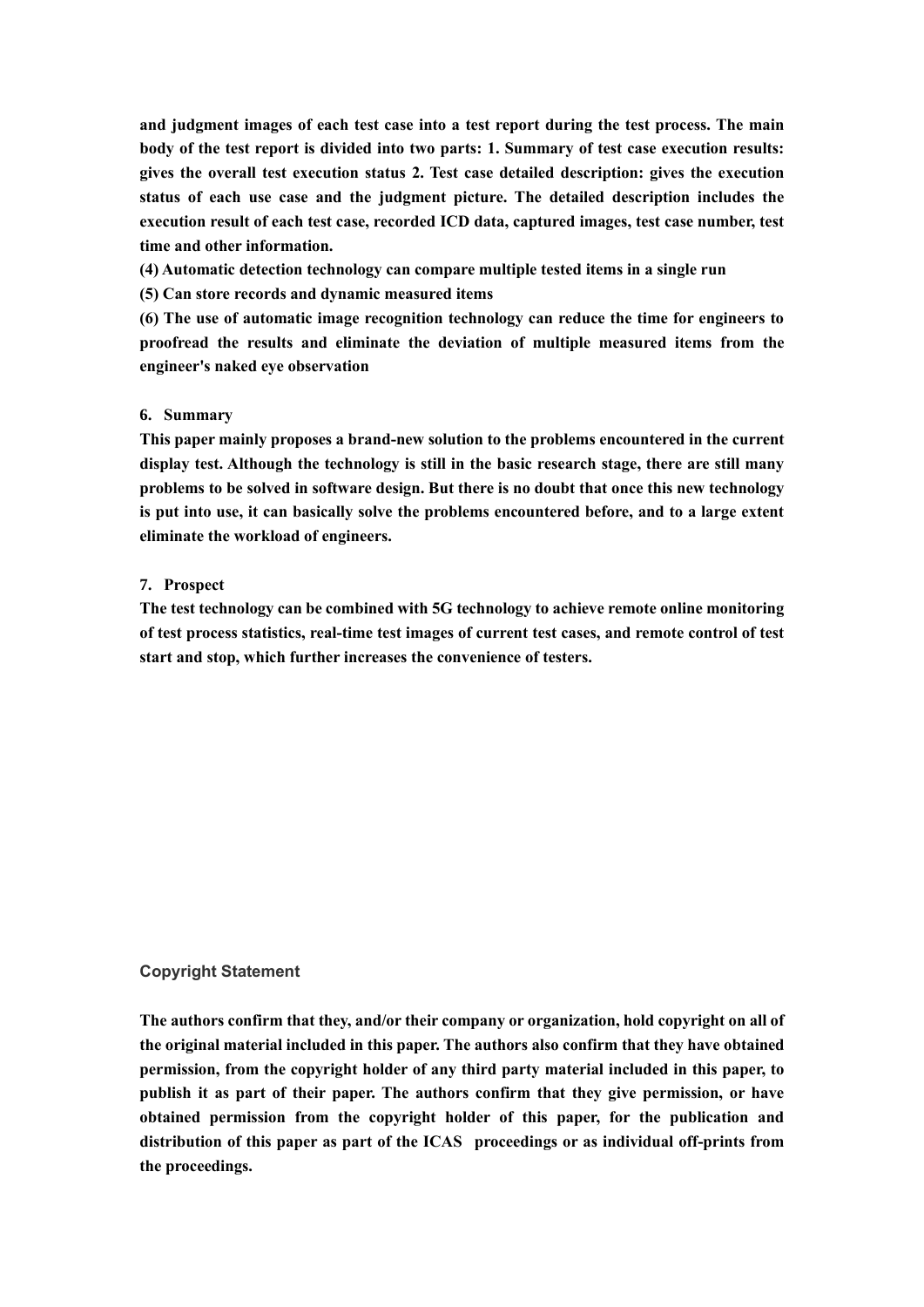**and judgment images of each test case into a test report during the test process. The main body of the test report is divided into two parts: 1. Summary of test case execution results: gives the overall test execution status 2. Test case detailed description: gives the execution status of each use case and the judgment picture. The detailed description includes the execution result of each test case, recorded ICD data, captured images, test case number, test time and other information.**

**(4) Automatic detection technology can compare multiple tested items in a single run**

**(5) Can store records and dynamic measured items**

**(6) The use of automatic image recognition technology can reduce the time for engineers to proofread the results and eliminate the deviation of multiple measured items from the engineer's naked eye observation**

## 6. Summary

**This paper mainly proposes a brand-new solution to the problems encountered in the current display test. Although the technology is still in the basic research stage, there are still many problems to be solved in software design. But there is no doubt that once this new technology is put into use, it can basically solve the problems encountered before, and to a large extent eliminate the workload of engineers.**

## 7. Prospect

**The test technology can be combined with 5G technology to achieve remote online monitoring of test process statistics, real-time test images of current test cases, and remote control of test start and stop, which further increases the convenience of testers.**

## Copyright Statement

**The authors confirm that they, and/or their company or organization, hold copyright on all of the original material included in this paper. The authors also confirm that they have obtained permission, from the copyright holder of any third party material included in this paper, to publish it as part of their paper. The authors confirm that they give permission, or have obtained permission from the copyright holder of this paper, for the publication and distribution of this paper as part of the ICAS proceedings or as individual off-prints from the proceedings.**